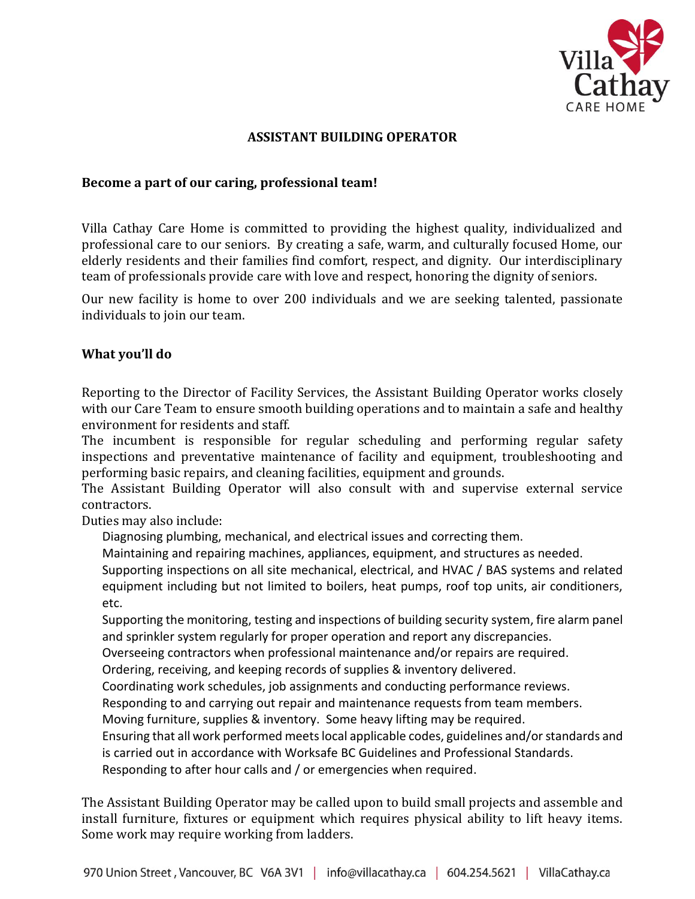# ASSISTANT BUILDING OPERATOR

**Become a part of our caring, professional team!**

Villa Cathay Care Home is committed to providing the highest quality, individualized and professional care to our seniors. By creating a safe, warm, and culturally focused Home, our elderly residents and their families find comfort, respect, and dignity. Our interdisciplinary team of professionals provide care with love and respect, honoring the dignity of seniors.

Our new facility is home to over 200 individuals and we are seeking talented, passionate individuals to join our team.

## What you'll do

Reporting to the Director of Facility Services, the Assistant Building Operator works closely with our Care Team to ensure smooth building operations and to maintain a safe and healthy environment for residents and staff.

The incumbent is responsible for regular scheduling and performing regular safety inspections and preventative maintenance of facility and equipment, troubleshooting and performing basic repairs, and cleaning facilities, equipment and grounds.

The Assistant Building Operator will also consult with and supervise external service contractors.

Duties may also include:

- Diagnosing plumbing, mechanical, and electrical issues and correcting them.
- Maintaining and repairing machines, appliances, equipment, and structures as needed.
- Supporting inspections on all site mechanical, electrical, and HVAC / BAS systems and related equipment including but not limited to boilers, heat pumps, roof top units, air conditioners, etc.
- Supporting the monitoring, testing and inspections of building security system, fire alarm panel and sprinkler system regularly for proper operation and report any discrepancies.
- Overseeing contractors when professional maintenance and/or repairs are required.
- Ordering, receiving, and keeping records of supplies & inventory delivered.
- Coordinating work schedules, job assignments and conducting performance reviews.
- Responding to and carrying out repair and maintenance requests from team members.
- Moving furniture, supplies & inventory. Some heavy lifting may be required.
- Ensuring that all work performed meets local applicable codes, guidelines and/or standards and is carried out in accordance with Worksafe BC Guidelines and Professional Standards.
- Responding to after hour calls and / or emergencies when required.

The Assistant Building Operator may be called upon to build small projects and assemble and install furniture, fixtures or equipment which requires physical ability to lift heavy items. Some work may require working from ladders.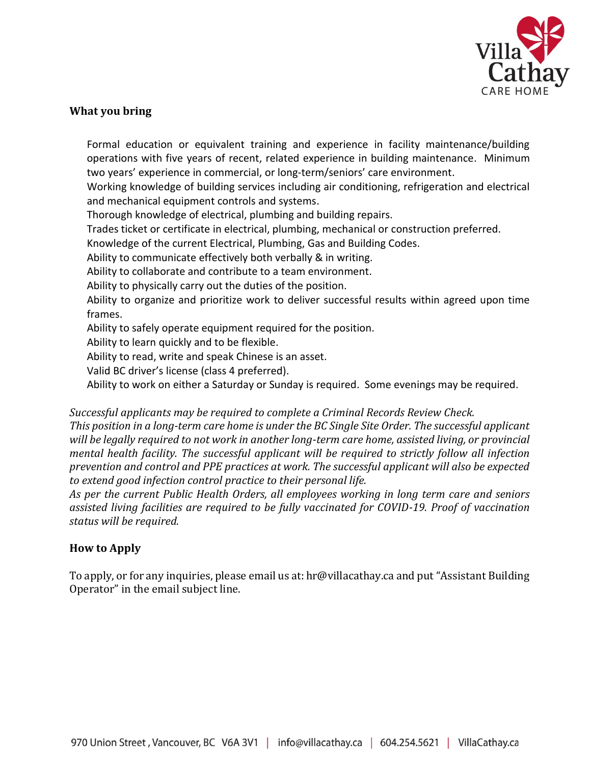## What you bring

- Formal education or equivalent training and experience in facility maintenance/building operations with five years of recent, related experience in building maintenance. Minimum two years' experience in commercial, or long-term/seniors' care environment.
- Working knowledge of building services including air conditioning, refrigeration and electrical and mechanical equipment controls and systems.
- Thorough knowledge of electrical, plumbing and building repairs.
- Trades ticket or certificate in electrical, plumbing, mechanical or construction preferred.
- Knowledge of the current Electrical, Plumbing, Gas and Building Codes.
- Ability to communicate effectively both verbally & in writing.
- Ability to collaborate and contribute to a team environment.
- Ability to physically carry out the duties of the position.
- Ability to organize and prioritize work to deliver successful results within agreed upon time frames.
- Ability to safely operate equipment required for the position.
- Ability to learn quickly and to be flexible.
- Ability to read, write and speak Chinese is an asset.
- Valid BC driver's license (class 4 preferred).
- Ability to work on either a Saturday or Sunday is required. Some evenings may be required.

*Successful applicants may be required to complete a Criminal Records Review Check.*
*This position in a long-term care home is under the BC Single Site Order. The successful applicant will be legally required to not work in another long-term care home, assisted living, or provincial mental health facility. The successful applicant will be required to strictly follow all infection prevention and control and PPE practices at work. The successful applicant will also be expected to extend good infection control practice to their personal life.*
*As per the current Public Health Orders, all employees working in long term care and seniors assisted living facilities are required to be fully vaccinated for COVID-19. Proof of vaccination status will be required.*

## How to Apply

To apply, or for any inquiries, please email us at: hr@villacathay.ca and put "Assistant Building Operator" in the email subject line.

970 Union Street , Vancouver, BC V6A 3V1 | info@villacathay.ca | 604.254.5621 | VillaCathay.ca